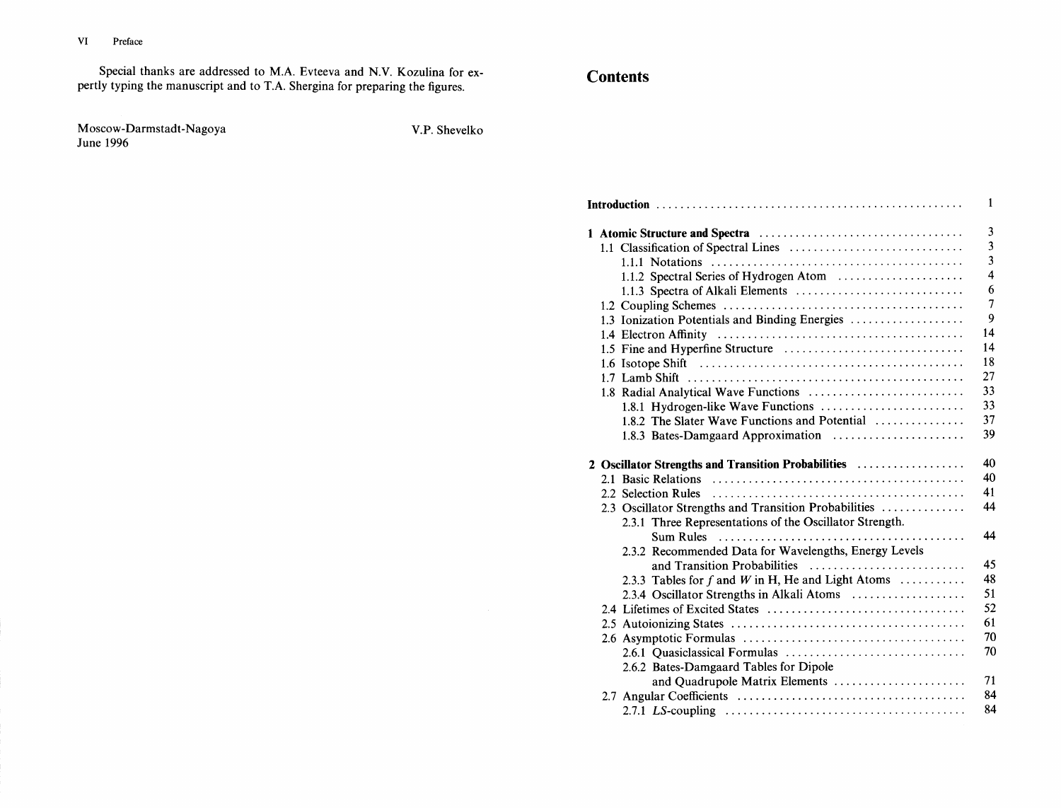Special thanks are addressed to M.A. Evteeva and N.V. Kozulina for expertly typing the manuscript and to T.A. Shergina for preparing the figures.

Moscow-Darmstadt-Nagoya
June 1996

V.P. Shevelko

# Contents

**Introduction** . . . . . . . . . . . . . . . . . . . . . . . . . . . . . . . . . . . . . . . . . . . . . . . . . 1

**1 Atomic Structure and Spectra** . . . . . . . . . . . . . . . . . . . . . . . . . . . . . . . . . 3

- 1.1 Classification of Spectral Lines . . . . . . . . . . . . . . . . . . . . . . . . . . . . . 3
  - 1.1.1 Notations . . . . . . . . . . . . . . . . . . . . . . . . . . . . . . . . . . . . . . . . . 3
  - 1.1.2 Spectral Series of Hydrogen Atom . . . . . . . . . . . . . . . . . . . . . 4
  - 1.1.3 Spectra of Alkali Elements . . . . . . . . . . . . . . . . . . . . . . . . . . . 6
- 1.2 Coupling Schemes . . . . . . . . . . . . . . . . . . . . . . . . . . . . . . . . . . . . . . . 7
- 1.3 Ionization Potentials and Binding Energies . . . . . . . . . . . . . . . . . . . 9
- 1.4 Electron Affinity . . . . . . . . . . . . . . . . . . . . . . . . . . . . . . . . . . . . . . . . 14
- 1.5 Fine and Hyperfine Structure . . . . . . . . . . . . . . . . . . . . . . . . . . . . . 14
- 1.6 Isotope Shift . . . . . . . . . . . . . . . . . . . . . . . . . . . . . . . . . . . . . . . . . . . 18
- 1.7 Lamb Shift . . . . . . . . . . . . . . . . . . . . . . . . . . . . . . . . . . . . . . . . . . . . 27
- 1.8 Radial Analytical Wave Functions . . . . . . . . . . . . . . . . . . . . . . . . . . 33
  - 1.8.1 Hydrogen-like Wave Functions . . . . . . . . . . . . . . . . . . . . . . . . 33
  - 1.8.2 The Slater Wave Functions and Potential . . . . . . . . . . . . . . . 37
  - 1.8.3 Bates-Damgaard Approximation . . . . . . . . . . . . . . . . . . . . . . 39

**2 Oscillator Strengths and Transition Probabilities** . . . . . . . . . . . . . . . . . . 40

- 2.1 Basic Relations . . . . . . . . . . . . . . . . . . . . . . . . . . . . . . . . . . . . . . . . . 40
- 2.2 Selection Rules . . . . . . . . . . . . . . . . . . . . . . . . . . . . . . . . . . . . . . . . . 41
- 2.3 Oscillator Strengths and Transition Probabilities . . . . . . . . . . . . . . 44
  - 2.3.1 Three Representations of the Oscillator Strength. Sum Rules . . . . . . . . . . . . . . . . . . . . . . . . . . . . . . . . . . . . . . . . . 44
  - 2.3.2 Recommended Data for Wavelengths, Energy Levels and Transition Probabilities . . . . . . . . . . . . . . . . . . . . . . . . . . 45
  - 2.3.3 Tables for $f$ and $W$ in H, He and Light Atoms . . . . . . . . . . . 48
  - 2.3.4 Oscillator Strengths in Alkali Atoms . . . . . . . . . . . . . . . . . . . 51
- 2.4 Lifetimes of Excited States . . . . . . . . . . . . . . . . . . . . . . . . . . . . . . . . 52
- 2.5 Autoionizing States . . . . . . . . . . . . . . . . . . . . . . . . . . . . . . . . . . . . . . 61
- 2.6 Asymptotic Formulas . . . . . . . . . . . . . . . . . . . . . . . . . . . . . . . . . . . . 70
  - 2.6.1 Quasiclassical Formulas . . . . . . . . . . . . . . . . . . . . . . . . . . . . . 70
  - 2.6.2 Bates-Damgaard Tables for Dipole and Quadrupole Matrix Elements . . . . . . . . . . . . . . . . . . . . . . 71
- 2.7 Angular Coefficients . . . . . . . . . . . . . . . . . . . . . . . . . . . . . . . . . . . . . 84
  - 2.7.1 *LS*-coupling . . . . . . . . . . . . . . . . . . . . . . . . . . . . . . . . . . . . . . . 84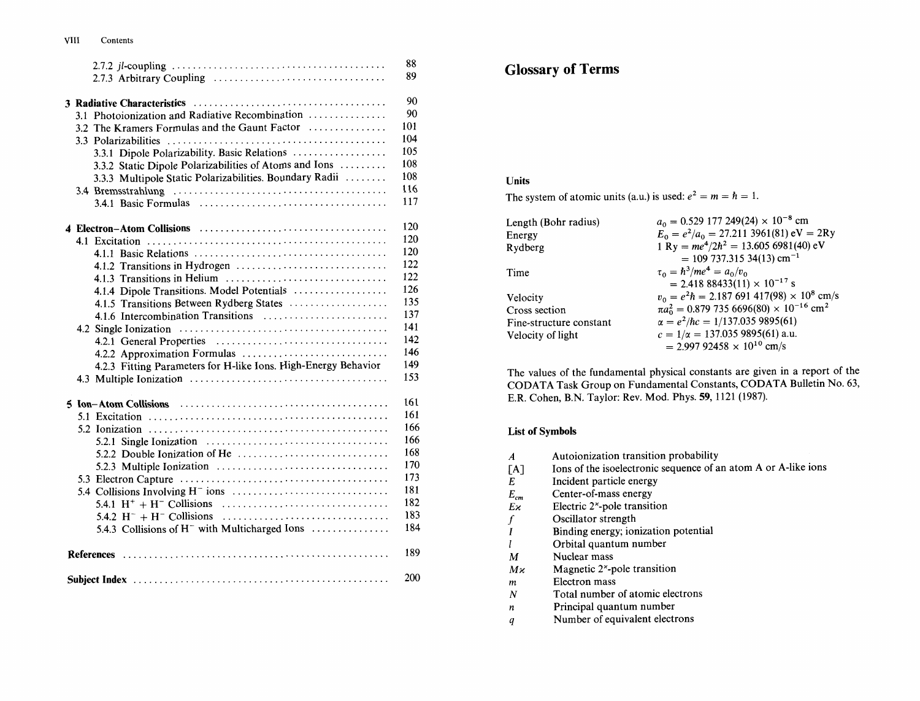2.7.2 *jl*-coupling ........................................ 88
2.7.3 Arbitrary Coupling ................................ 89

**3 Radiative Characteristics** .................................... 90
3.1 Photoionization and Radiative Recombination .............. 90
3.2 The Kramers Formulas and the Gaunt Factor .............. 101
3.3 Polarizabilities .......................................... 104
3.3.1 Dipole Polarizability. Basic Relations .................. 105
3.3.2 Static Dipole Polarizabilities of Atoms and Ions ......... 108
3.3.3 Multipole Static Polarizabilities. Boundary Radii ........ 108
3.4 Bremsstrahlung ........................................ 116
3.4.1 Basic Formulas .................................... 117

**4 Electron–Atom Collisions** .................................. 120
4.1 Excitation ............................................. 120
4.1.1 Basic Relations ..................................... 120
4.1.2 Transitions in Hydrogen ............................. 122
4.1.3 Transitions in Helium ............................... 122
4.1.4 Dipole Transitions. Model Potentials .................. 126
4.1.5 Transitions Between Rydberg States ................... 135
4.1.6 Intercombination Transitions ........................ 137
4.2 Single Ionization ....................................... 141
4.2.1 General Properties ................................. 142
4.2.2 Approximation Formulas ............................ 146
4.2.3 Fitting Parameters for H-like Ions. High-Energy Behavior 149
4.3 Multiple Ionization ...................................... 153

**5 Ion–Atom Collisions** ...................................... 161
5.1 Excitation ............................................. 161
5.2 Ionization ............................................. 166
5.2.1 Single Ionization ................................... 166
5.2.2 Double Ionization of He ............................. 168
5.2.3 Multiple Ionization ................................. 170
5.3 Electron Capture ....................................... 173
5.4 Collisions Involving $H^-$ ions ............................. 181
5.4.1 $H^+ + H^-$ Collisions ................................ 182
5.4.2 $H^- + H^-$ Collisions ................................ 183
5.4.3 Collisions of $H^-$ with Multicharged Ions ............... 184

**References** .................................................. 189

**Subject Index** ................................................ 200

# Glossary of Terms

### Units

The system of atomic units (a.u.) is used: $e^2 = m = \hbar = 1$.

| | |
|---|---|
| Length (Bohr radius) | $a_0 = 0.529\ 177\ 249(24) \times 10^{-8}$ cm |
| Energy | $E_0 = e^2/a_0 = 27.211\ 3961(81)$ eV = 2Ry |
| Rydberg | $1\ \text{Ry} = me^4/2\hbar^2 = 13.605\ 6981(40)$ eV $= 109\ 737.315\ 34(13)\ \text{cm}^{-1}$ |
| Time | $\tau_0 = \hbar^3/me^4 = a_0/v_0$ $= 2.418\ 88433(11) \times 10^{-17}$ s |
| Velocity | $v_0 = e^2/\hbar = 2.187\ 691\ 417(98) \times 10^8$ cm/s |
| Cross section | $\pi a_0^2 = 0.879\ 735\ 6696(80) \times 10^{-16}\ \text{cm}^2$ |
| Fine-structure constant | $\alpha = e^2/\hbar c = 1/137.035\ 9895(61)$ |
| Velocity of light | $c = 1/\alpha = 137.035\ 9895(61)$ a.u. $= 2.997\ 92458 \times 10^{10}$ cm/s |

The values of the fundamental physical constants are given in a report of the CODATA Task Group on Fundamental Constants, CODATA Bulletin No. 63, E.R. Cohen, B.N. Taylor: Rev. Mod. Phys. **59**, 1121 (1987).

### List of Symbols

| | |
|---|---|
| $A$ | Autoionization transition probability |
| [A] | Ions of the isoelectronic sequence of an atom A or A-like ions |
| $E$ | Incident particle energy |
| $E_{cm}$ | Center-of-mass energy |
| $E\varkappa$ | Electric $2^\varkappa$-pole transition |
| $f$ | Oscillator strength |
| $I$ | Binding energy; ionization potential |
| $l$ | Orbital quantum number |
| $M$ | Nuclear mass |
| $M\varkappa$ | Magnetic $2^\varkappa$-pole transition |
| $m$ | Electron mass |
| $N$ | Total number of atomic electrons |
| $n$ | Principal quantum number |
| $q$ | Number of equivalent electrons |